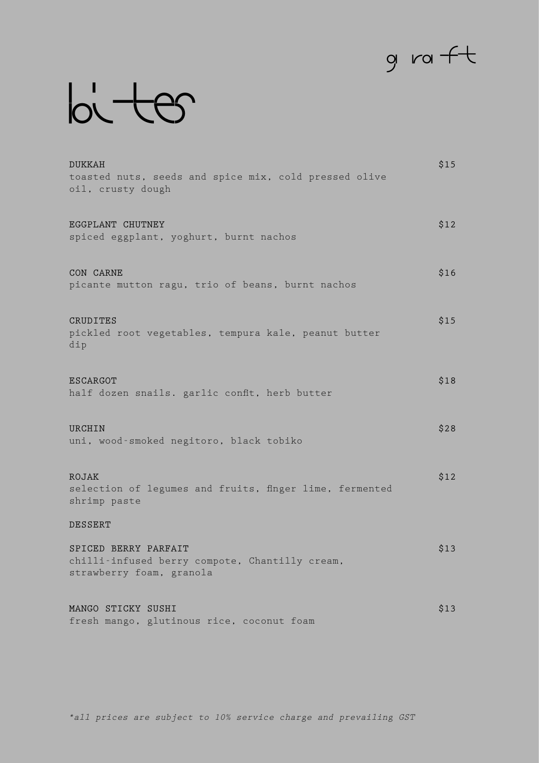graft

# bites

**DUKKAH** — $15
toasted nuts, seeds and spice mix, cold pressed olive oil, crusty dough

**EGGPLANT CHUTNEY** — $12
spiced eggplant, yoghurt, burnt nachos

**CON CARNE** — $16
picante mutton ragu, trio of beans, burnt nachos

**CRUDITES** — $15
pickled root vegetables, tempura kale, peanut butter dip

**ESCARGOT** — $18
half dozen snails. garlic confit, herb butter

**URCHIN** — $28
uni, wood-smoked negitoro, black tobiko

**ROJAK** — $12
selection of legumes and fruits, finger lime, fermented shrimp paste

## DESSERT

**SPICED BERRY PARFAIT** — $13
chilli-infused berry compote, Chantilly cream, strawberry foam, granola

**MANGO STICKY SUSHI** — $13
fresh mango, glutinous rice, coconut foam

*all prices are subject to 10% service charge and prevailing GST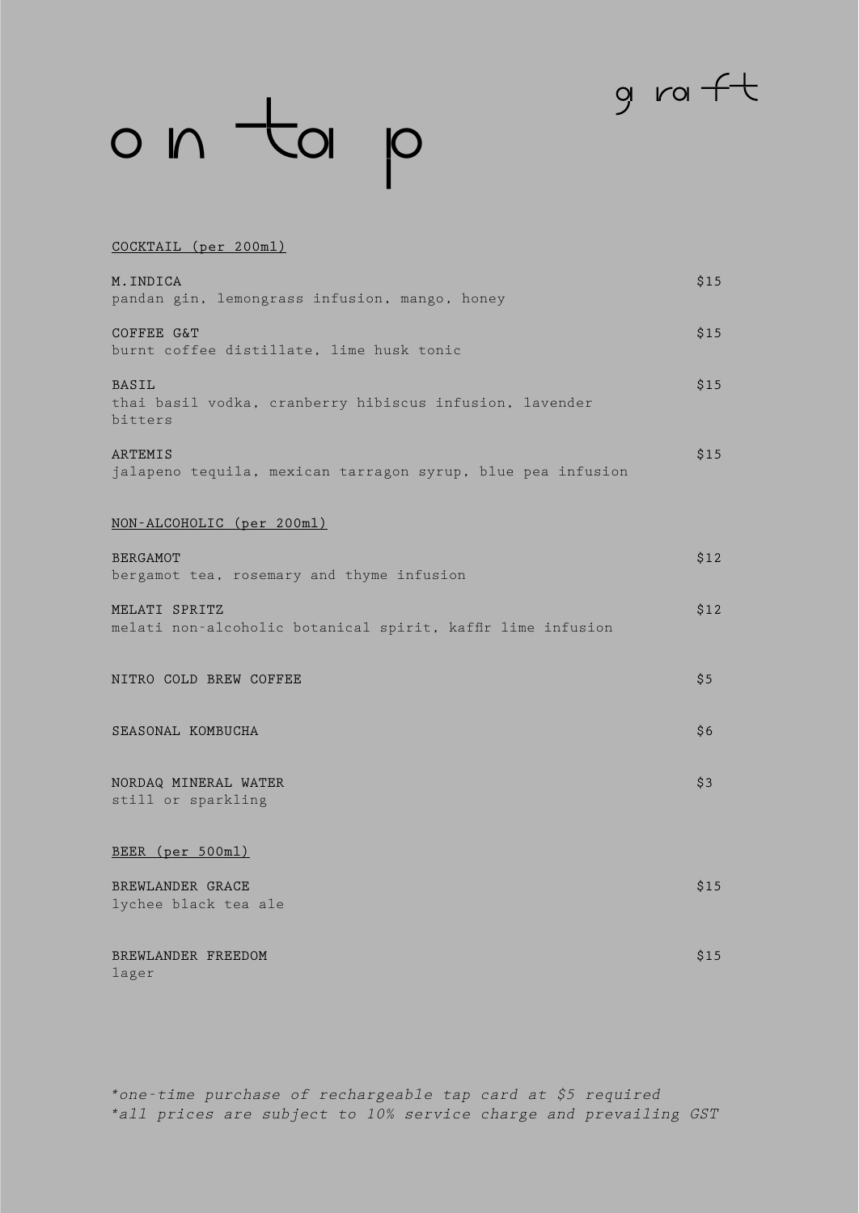# on tap

graft

COCKTAIL (per 200ml)

| | |
|---|---|
| M.INDICA<br>pandan gin, lemongrass infusion, mango, honey | $15 |
| COFFEE G&T<br>burnt coffee distillate, lime husk tonic | $15 |
| BASIL<br>thai basil vodka, cranberry hibiscus infusion, lavender bitters | $15 |
| ARTEMIS<br>jalapeno tequila, mexican tarragon syrup, blue pea infusion | $15 |

NON-ALCOHOLIC (per 200ml)

| | |
|---|---|
| BERGAMOT<br>bergamot tea, rosemary and thyme infusion | $12 |
| MELATI SPRITZ<br>melati non-alcoholic botanical spirit, kaffir lime infusion | $12 |
| NITRO COLD BREW COFFEE | $5 |
| SEASONAL KOMBUCHA | $6 |
| NORDAQ MINERAL WATER<br>still or sparkling | $3 |

BEER (per 500ml)

| | |
|---|---|
| BREWLANDER GRACE<br>lychee black tea ale | $15 |
| BREWLANDER FREEDOM<br>lager | $15 |

*one-time purchase of rechargeable tap card at $5 required*

*all prices are subject to 10% service charge and prevailing GST*